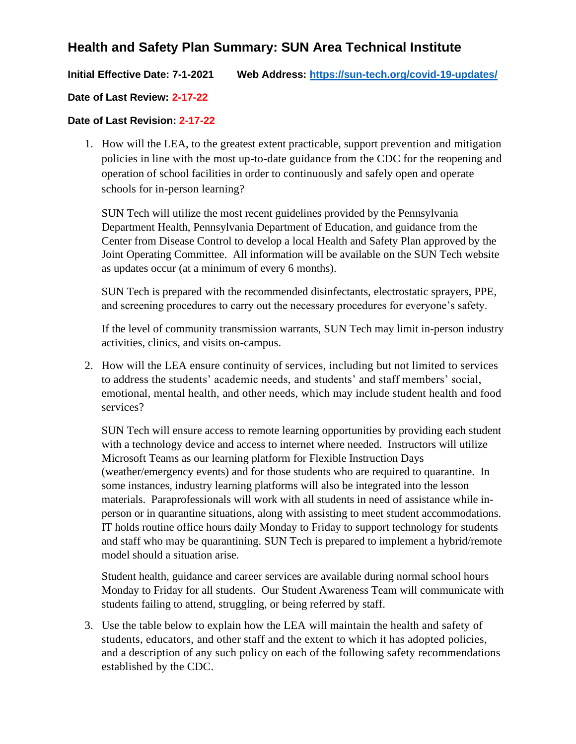# Health and Safety Plan Summary: SUN Area Technical Institute

**Initial Effective Date: 7-1-2021** **Web Address: [https://sun-tech.org/covid-19-updates/](https://sun-tech.org/covid-19-updates/)**

**Date of Last Review: 2-17-22**

**Date of Last Revision: 2-17-22**

1. How will the LEA, to the greatest extent practicable, support prevention and mitigation policies in line with the most up-to-date guidance from the CDC for the reopening and operation of school facilities in order to continuously and safely open and operate schools for in-person learning?

   SUN Tech will utilize the most recent guidelines provided by the Pennsylvania Department Health, Pennsylvania Department of Education, and guidance from the Center from Disease Control to develop a local Health and Safety Plan approved by the Joint Operating Committee. All information will be available on the SUN Tech website as updates occur (at a minimum of every 6 months).

   SUN Tech is prepared with the recommended disinfectants, electrostatic sprayers, PPE, and screening procedures to carry out the necessary procedures for everyone's safety.

   If the level of community transmission warrants, SUN Tech may limit in-person industry activities, clinics, and visits on-campus.

2. How will the LEA ensure continuity of services, including but not limited to services to address the students' academic needs, and students' and staff members' social, emotional, mental health, and other needs, which may include student health and food services?

   SUN Tech will ensure access to remote learning opportunities by providing each student with a technology device and access to internet where needed. Instructors will utilize Microsoft Teams as our learning platform for Flexible Instruction Days (weather/emergency events) and for those students who are required to quarantine. In some instances, industry learning platforms will also be integrated into the lesson materials. Paraprofessionals will work with all students in need of assistance while in-person or in quarantine situations, along with assisting to meet student accommodations. IT holds routine office hours daily Monday to Friday to support technology for students and staff who may be quarantining. SUN Tech is prepared to implement a hybrid/remote model should a situation arise.

   Student health, guidance and career services are available during normal school hours Monday to Friday for all students. Our Student Awareness Team will communicate with students failing to attend, struggling, or being referred by staff.

3. Use the table below to explain how the LEA will maintain the health and safety of students, educators, and other staff and the extent to which it has adopted policies, and a description of any such policy on each of the following safety recommendations established by the CDC.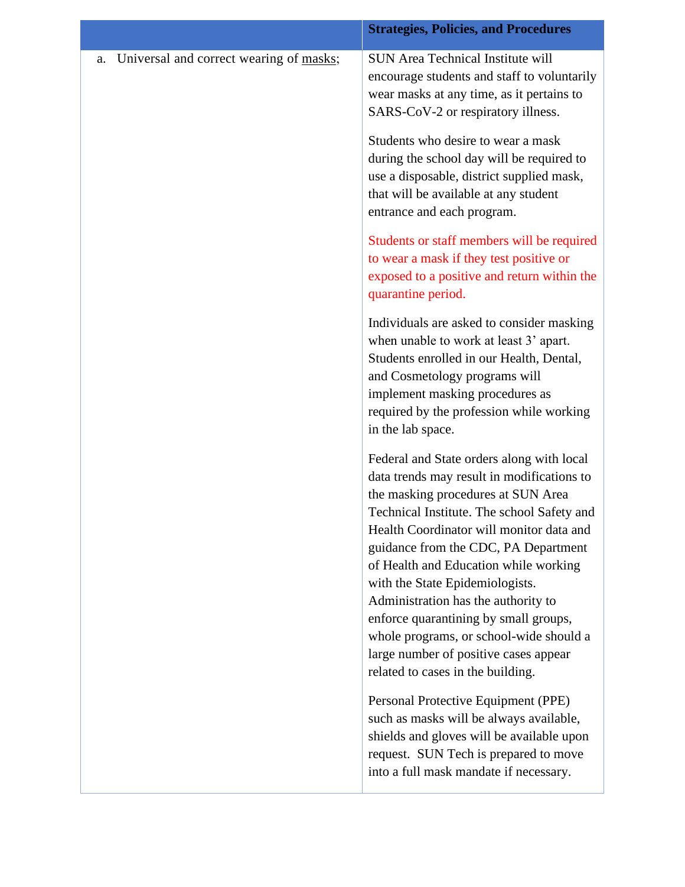| | Strategies, Policies, and Procedures |
|---|---|
| a. Universal and correct wearing of masks; | SUN Area Technical Institute will encourage students and staff to voluntarily wear masks at any time, as it pertains to SARS-CoV-2 or respiratory illness.<br><br>Students who desire to wear a mask during the school day will be required to use a disposable, district supplied mask, that will be available at any student entrance and each program.<br><br>Students or staff members will be required to wear a mask if they test positive or exposed to a positive and return within the quarantine period.<br><br>Individuals are asked to consider masking when unable to work at least 3' apart. Students enrolled in our Health, Dental, and Cosmetology programs will implement masking procedures as required by the profession while working in the lab space.<br><br>Federal and State orders along with local data trends may result in modifications to the masking procedures at SUN Area Technical Institute. The school Safety and Health Coordinator will monitor data and guidance from the CDC, PA Department of Health and Education while working with the State Epidemiologists. Administration has the authority to enforce quarantining by small groups, whole programs, or school-wide should a large number of positive cases appear related to cases in the building.<br><br>Personal Protective Equipment (PPE) such as masks will be always available, shields and gloves will be available upon request. SUN Tech is prepared to move into a full mask mandate if necessary. |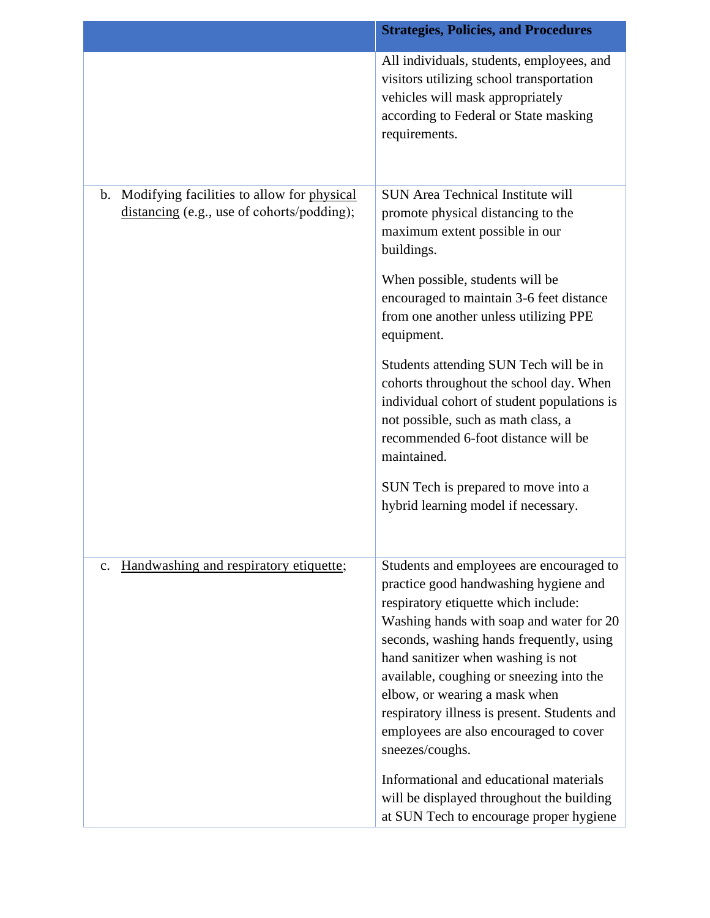|  | Strategies, Policies, and Procedures |
|---|---|
|  | All individuals, students, employees, and visitors utilizing school transportation vehicles will mask appropriately according to Federal or State masking requirements. |
| b. Modifying facilities to allow for physical distancing (e.g., use of cohorts/podding); | SUN Area Technical Institute will promote physical distancing to the maximum extent possible in our buildings.<br><br>When possible, students will be encouraged to maintain 3-6 feet distance from one another unless utilizing PPE equipment.<br><br>Students attending SUN Tech will be in cohorts throughout the school day. When individual cohort of student populations is not possible, such as math class, a recommended 6-foot distance will be maintained.<br><br>SUN Tech is prepared to move into a hybrid learning model if necessary. |
| c. Handwashing and respiratory etiquette; | Students and employees are encouraged to practice good handwashing hygiene and respiratory etiquette which include: Washing hands with soap and water for 20 seconds, washing hands frequently, using hand sanitizer when washing is not available, coughing or sneezing into the elbow, or wearing a mask when respiratory illness is present. Students and employees are also encouraged to cover sneezes/coughs.<br><br>Informational and educational materials will be displayed throughout the building at SUN Tech to encourage proper hygiene |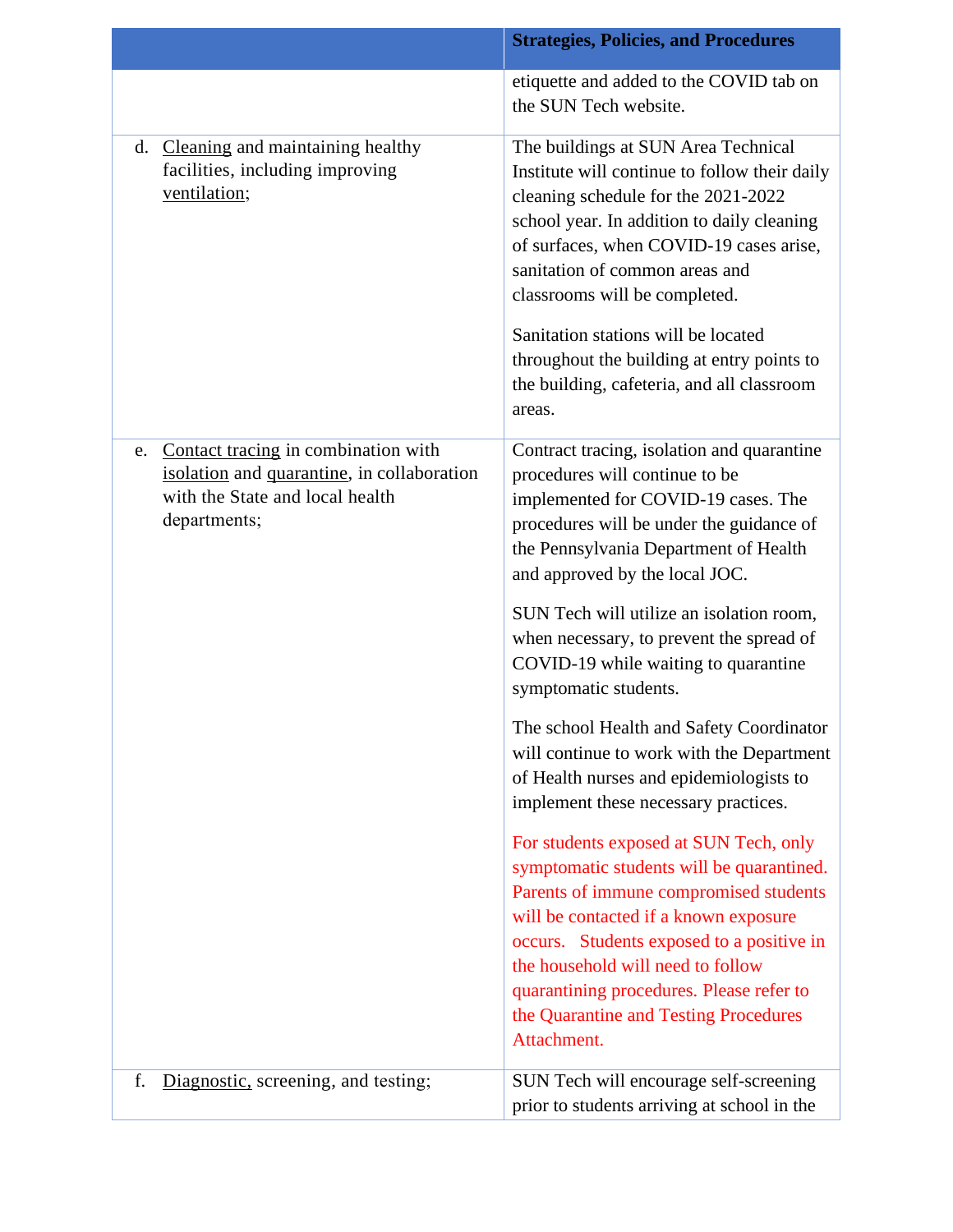| | Strategies, Policies, and Procedures |
|---|---|
| | etiquette and added to the COVID tab on the SUN Tech website. |
| d. Cleaning and maintaining healthy facilities, including improving ventilation; | The buildings at SUN Area Technical Institute will continue to follow their daily cleaning schedule for the 2021-2022 school year. In addition to daily cleaning of surfaces, when COVID-19 cases arise, sanitation of common areas and classrooms will be completed.<br><br>Sanitation stations will be located throughout the building at entry points to the building, cafeteria, and all classroom areas. |
| e. Contact tracing in combination with isolation and quarantine, in collaboration with the State and local health departments; | Contract tracing, isolation and quarantine procedures will continue to be implemented for COVID-19 cases. The procedures will be under the guidance of the Pennsylvania Department of Health and approved by the local JOC.<br><br>SUN Tech will utilize an isolation room, when necessary, to prevent the spread of COVID-19 while waiting to quarantine symptomatic students.<br><br>The school Health and Safety Coordinator will continue to work with the Department of Health nurses and epidemiologists to implement these necessary practices.<br><br>For students exposed at SUN Tech, only symptomatic students will be quarantined. Parents of immune compromised students will be contacted if a known exposure occurs. Students exposed to a positive in the household will need to follow quarantining procedures. Please refer to the Quarantine and Testing Procedures Attachment. |
| f. Diagnostic, screening, and testing; | SUN Tech will encourage self-screening prior to students arriving at school in the |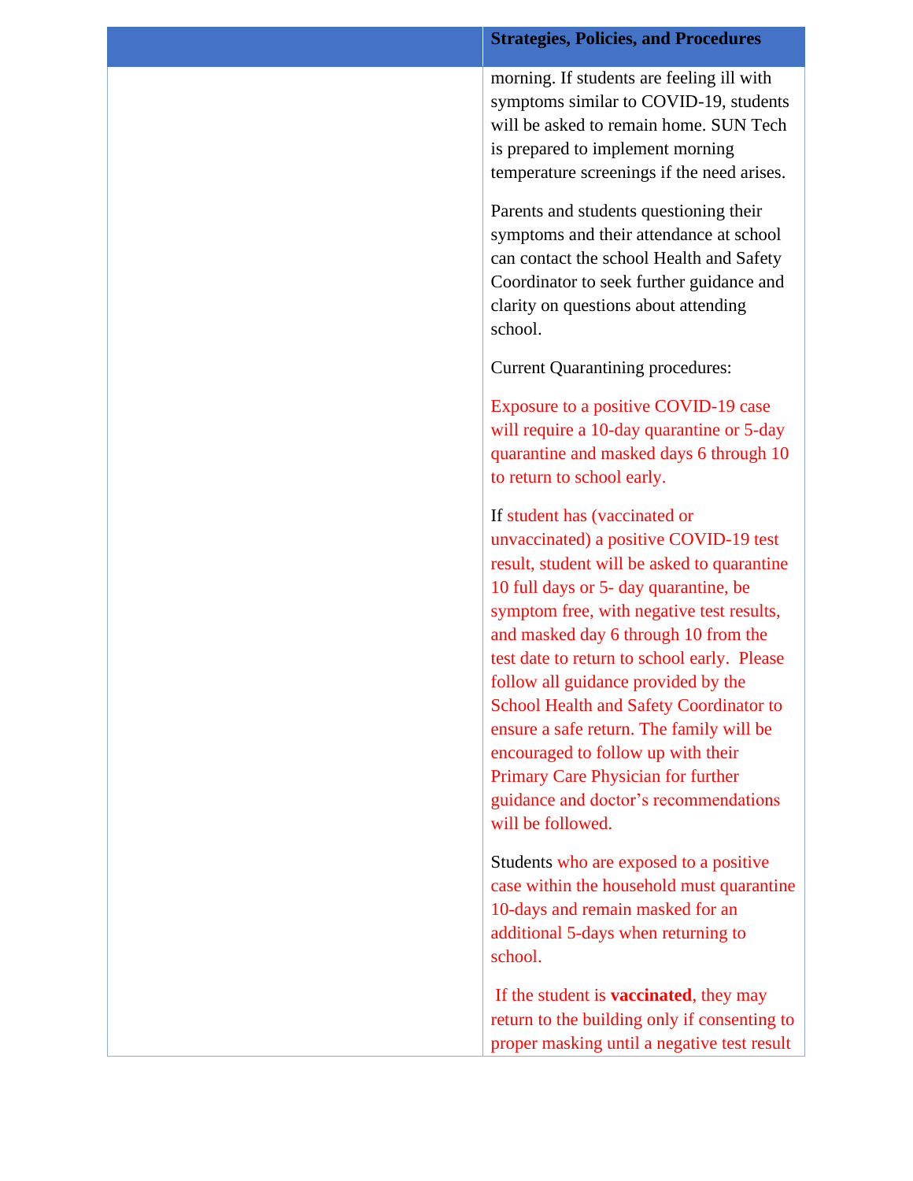| | Strategies, Policies, and Procedures |
|---|---|
| | morning. If students are feeling ill with symptoms similar to COVID-19, students will be asked to remain home. SUN Tech is prepared to implement morning temperature screenings if the need arises.<br><br>Parents and students questioning their symptoms and their attendance at school can contact the school Health and Safety Coordinator to seek further guidance and clarity on questions about attending school.<br><br>Current Quarantining procedures:<br><br>Exposure to a positive COVID-19 case will require a 10-day quarantine or 5-day quarantine and masked days 6 through 10 to return to school early.<br><br>If student has (vaccinated or unvaccinated) a positive COVID-19 test result, student will be asked to quarantine 10 full days or 5- day quarantine, be symptom free, with negative test results, and masked day 6 through 10 from the test date to return to school early. Please follow all guidance provided by the School Health and Safety Coordinator to ensure a safe return. The family will be encouraged to follow up with their Primary Care Physician for further guidance and doctor's recommendations will be followed.<br><br>Students who are exposed to a positive case within the household must quarantine 10-days and remain masked for an additional 5-days when returning to school.<br><br>If the student is **vaccinated**, they may return to the building only if consenting to proper masking until a negative test result |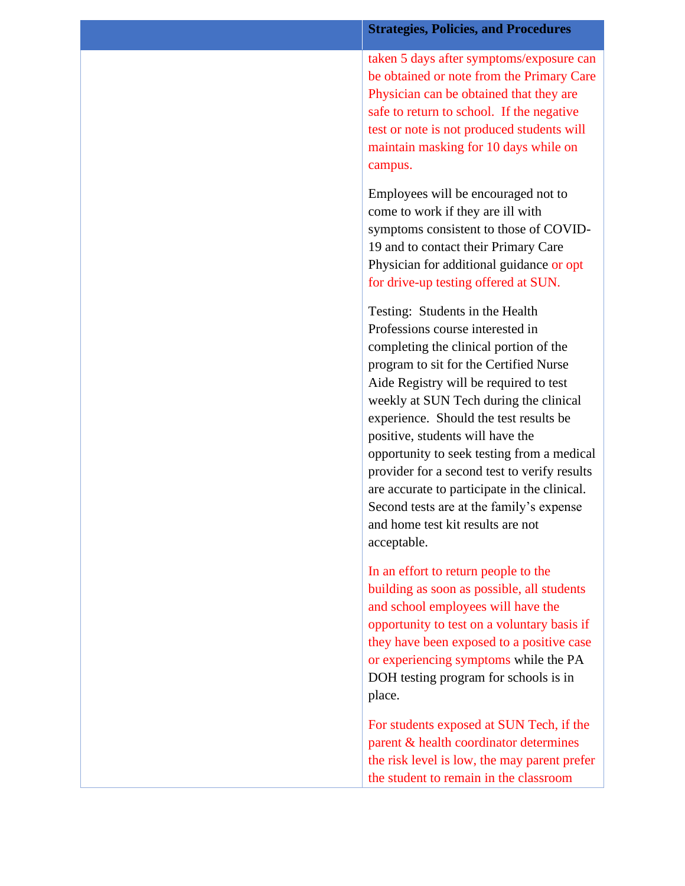| | Strategies, Policies, and Procedures |
|---|---|
| | taken 5 days after symptoms/exposure can be obtained or note from the Primary Care Physician can be obtained that they are safe to return to school. If the negative test or note is not produced students will maintain masking for 10 days while on campus.<br><br>Employees will be encouraged not to come to work if they are ill with symptoms consistent to those of COVID-19 and to contact their Primary Care Physician for additional guidance or opt for drive-up testing offered at SUN.<br><br>Testing: Students in the Health Professions course interested in completing the clinical portion of the program to sit for the Certified Nurse Aide Registry will be required to test weekly at SUN Tech during the clinical experience. Should the test results be positive, students will have the opportunity to seek testing from a medical provider for a second test to verify results are accurate to participate in the clinical. Second tests are at the family's expense and home test kit results are not acceptable.<br><br>In an effort to return people to the building as soon as possible, all students and school employees will have the opportunity to test on a voluntary basis if they have been exposed to a positive case or experiencing symptoms while the PA DOH testing program for schools is in place.<br><br>For students exposed at SUN Tech, if the parent & health coordinator determines the risk level is low, the may parent prefer the student to remain in the classroom |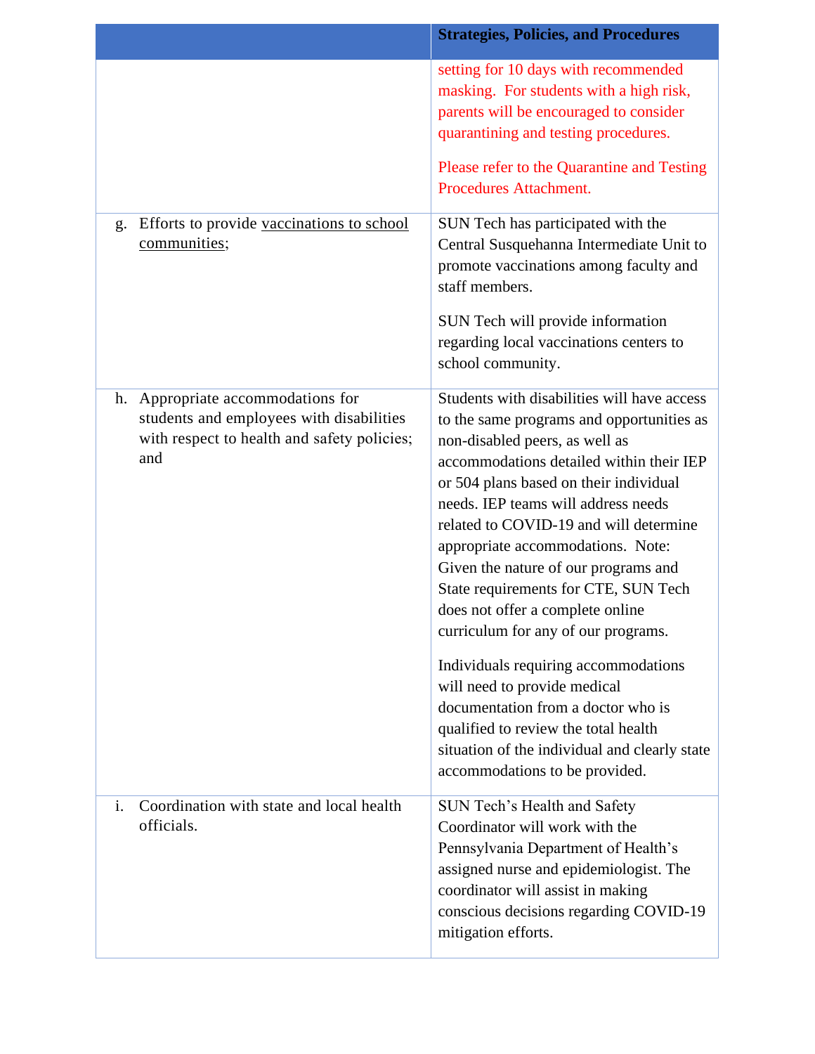| | Strategies, Policies, and Procedures |
|---|---|
| | setting for 10 days with recommended masking. For students with a high risk, parents will be encouraged to consider quarantining and testing procedures.<br><br>Please refer to the Quarantine and Testing Procedures Attachment. |
| g. Efforts to provide vaccinations to school communities; | SUN Tech has participated with the Central Susquehanna Intermediate Unit to promote vaccinations among faculty and staff members.<br><br>SUN Tech will provide information regarding local vaccinations centers to school community. |
| h. Appropriate accommodations for students and employees with disabilities with respect to health and safety policies; and | Students with disabilities will have access to the same programs and opportunities as non-disabled peers, as well as accommodations detailed within their IEP or 504 plans based on their individual needs. IEP teams will address needs related to COVID-19 and will determine appropriate accommodations. Note: Given the nature of our programs and State requirements for CTE, SUN Tech does not offer a complete online curriculum for any of our programs.<br><br>Individuals requiring accommodations will need to provide medical documentation from a doctor who is qualified to review the total health situation of the individual and clearly state accommodations to be provided. |
| i. Coordination with state and local health officials. | SUN Tech's Health and Safety Coordinator will work with the Pennsylvania Department of Health's assigned nurse and epidemiologist. The coordinator will assist in making conscious decisions regarding COVID-19 mitigation efforts. |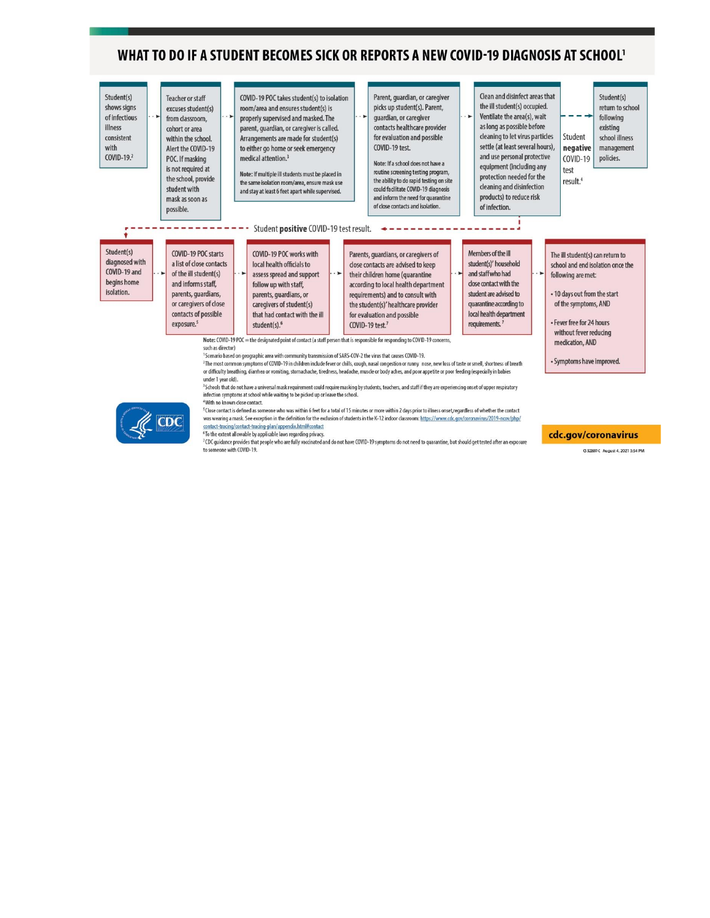# WHAT TO DO IF A STUDENT BECOMES SICK OR REPORTS A NEW COVID-19 DIAGNOSIS AT SCHOOL[1]

Student(s) shows signs of infectious illness consistent with COVID-19.[2]

Teacher or staff excuses student(s) from classroom, cohort or area within the school. Alert the COVID-19 POC. If masking is not required at the school, provide student with mask as soon as possible.

COVID-19 POC takes student(s) to isolation room/area and ensures student(s) is properly supervised and masked. The parent, guardian, or caregiver is called. Arrangements are made for student(s) to either go home or seek emergency medical attention.[3]

Note: If multiple ill students must be placed in the same isolation room/area, ensure mask use and stay at least 6 feet apart while supervised.

Parent, guardian, or caregiver picks up student(s). Parent, guardian, or caregiver contacts healthcare provider for evaluation and possible COVID-19 test.

Note: If a school does not have a routine screening testing program, the ability to do rapid testing on site could facilitate COVID-19 diagnosis and inform the need for quarantine of close contacts and isolation.

Clean and disinfect areas that the ill student(s) occupied. Ventilate the area(s), wait as long as possible before cleaning to let virus particles settle (at least several hours), and use personal protective equipment (including any protection needed for the cleaning and disinfection products) to reduce risk of infection.

Student **negative** COVID-19 test result.[4]

Student(s) return to school following existing school illness management policies.

Student **positive** COVID-19 test result.

Student(s) diagnosed with COVID-19 and begins home isolation.

COVID-19 POC starts a list of close contacts of the ill student(s) and informs staff, parents, guardians, or caregivers of close contacts of possible exposure.[5]

COVID-19 POC works with local health officials to assess spread and support follow up with staff, parents, guardians, or caregivers of student(s) that had contact with the ill student(s).[6]

Parents, guardians, or caregivers of close contacts are advised to keep their children home (quarantine according to local health department requirements) and to consult with the student(s)' healthcare provider for evaluation and possible COVID-19 test.[7]

Members of the ill student(s)' household and staff who had close contact with the student are advised to quarantine according to local health department requirements.[7]

The ill student(s) can return to school and end isolation once the following are met:

- 10 days out from the start of the symptoms, AND
- Fever free for 24 hours without fever reducing medication, AND
- Symptoms have improved.

Note: COVID-19 POC = the designated point of contact (a staff person that is responsible for responding to COVID-19 concerns, such as director)

[1] Scenario based on geographic area with community transmission of SARS-COV-2 the virus that causes COVID-19.

[2] The most common symptoms of COVID-19 in children include fever or chills, cough, nasal congestion or runny nose, new loss of taste or smell, shortness of breath or difficulty breathing, diarrhea or vomiting, stomachache, tiredness, headache, muscle or body aches, and poor appetite or poor feeding (especially in babies under 1 year old).

[3] Schools that do not have a universal mask requirement could require masking by students, teachers, and staff if they are experiencing onset of upper respiratory infection symptoms at school while waiting to be picked up or leave the school.

[4] With no known close contact.

[5] Close contact is defined as someone who was within 6 feet for a total of 15 minutes or more within 2 days prior to illness onset, regardless of whether the contact was wearing a mask. See exception in the definition for the exclusion of students in the K-12 indoor classroom: https://www.cdc.gov/coronavirus/2019-ncov/php/contact-tracing/contact-tracing-plan/appendix.html#contact

[6] To the extent allowable by applicable laws regarding privacy.

[7] CDC guidance provides that people who are fully vaccinated and do not have COVID-19 symptoms do not need to quarantine, but should get tested after an exposure to someone with COVID-19.

cdc.gov/coronavirus

CS 322697-C August 4, 2021 3:54 PM